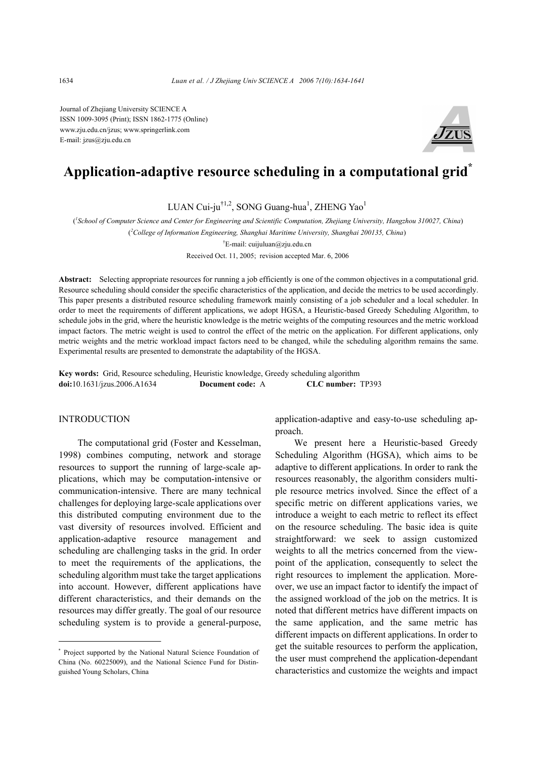Journal of Zhejiang University SCIENCE A
ISSN 1009-3095 (Print); ISSN 1862-1775 (Online)
www.zju.edu.cn/jzus; www.springerlink.com
E-mail: jzus@zju.edu.cn

# Application-adaptive resource scheduling in a computational grid*

LUAN Cui-ju†[1,2], SONG Guang-hua[1], ZHENG Yao[1]

([1]School of Computer Science and Center for Engineering and Scientific Computation, Zhejiang University, Hangzhou 310027, China)
([2]College of Information Engineering, Shanghai Maritime University, Shanghai 200135, China)
†E-mail: cuijuluan@zju.edu.cn

Received Oct. 11, 2005; revision accepted Mar. 6, 2006

**Abstract:** Selecting appropriate resources for running a job efficiently is one of the common objectives in a computational grid. Resource scheduling should consider the specific characteristics of the application, and decide the metrics to be used accordingly. This paper presents a distributed resource scheduling framework mainly consisting of a job scheduler and a local scheduler. In order to meet the requirements of different applications, we adopt HGSA, a Heuristic-based Greedy Scheduling Algorithm, to schedule jobs in the grid, where the heuristic knowledge is the metric weights of the computing resources and the metric workload impact factors. The metric weight is used to control the effect of the metric on the application. For different applications, only metric weights and the metric workload impact factors need to be changed, while the scheduling algorithm remains the same. Experimental results are presented to demonstrate the adaptability of the HGSA.

**Key words:** Grid, Resource scheduling, Heuristic knowledge, Greedy scheduling algorithm
**doi:**10.1631/jzus.2006.A1634 **Document code:** A **CLC number:** TP393

## INTRODUCTION

The computational grid (Foster and Kesselman, 1998) combines computing, network and storage resources to support the running of large-scale applications, which may be computation-intensive or communication-intensive. There are many technical challenges for deploying large-scale applications over this distributed computing environment due to the vast diversity of resources involved. Efficient and application-adaptive resource management and scheduling are challenging tasks in the grid. In order to meet the requirements of the applications, the scheduling algorithm must take the target applications into account. However, different applications have different characteristics, and their demands on the resources may differ greatly. The goal of our resource scheduling system is to provide a general-purpose, application-adaptive and easy-to-use scheduling approach.

We present here a Heuristic-based Greedy Scheduling Algorithm (HGSA), which aims to be adaptive to different applications. In order to rank the resources reasonably, the algorithm considers multiple resource metrics involved. Since the effect of a specific metric on different applications varies, we introduce a weight to each metric to reflect its effect on the resource scheduling. The basic idea is quite straightforward: we seek to assign customized weights to all the metrics concerned from the viewpoint of the application, consequently to select the right resources to implement the application. Moreover, we use an impact factor to identify the impact of the assigned workload of the job on the metrics. It is noted that different metrics have different impacts on the same application, and the same metric has different impacts on different applications. In order to get the suitable resources to perform the application, the user must comprehend the application-dependant characteristics and customize the weights and impact

* Project supported by the National Natural Science Foundation of China (No. 60225009), and the National Science Fund for Distinguished Young Scholars, China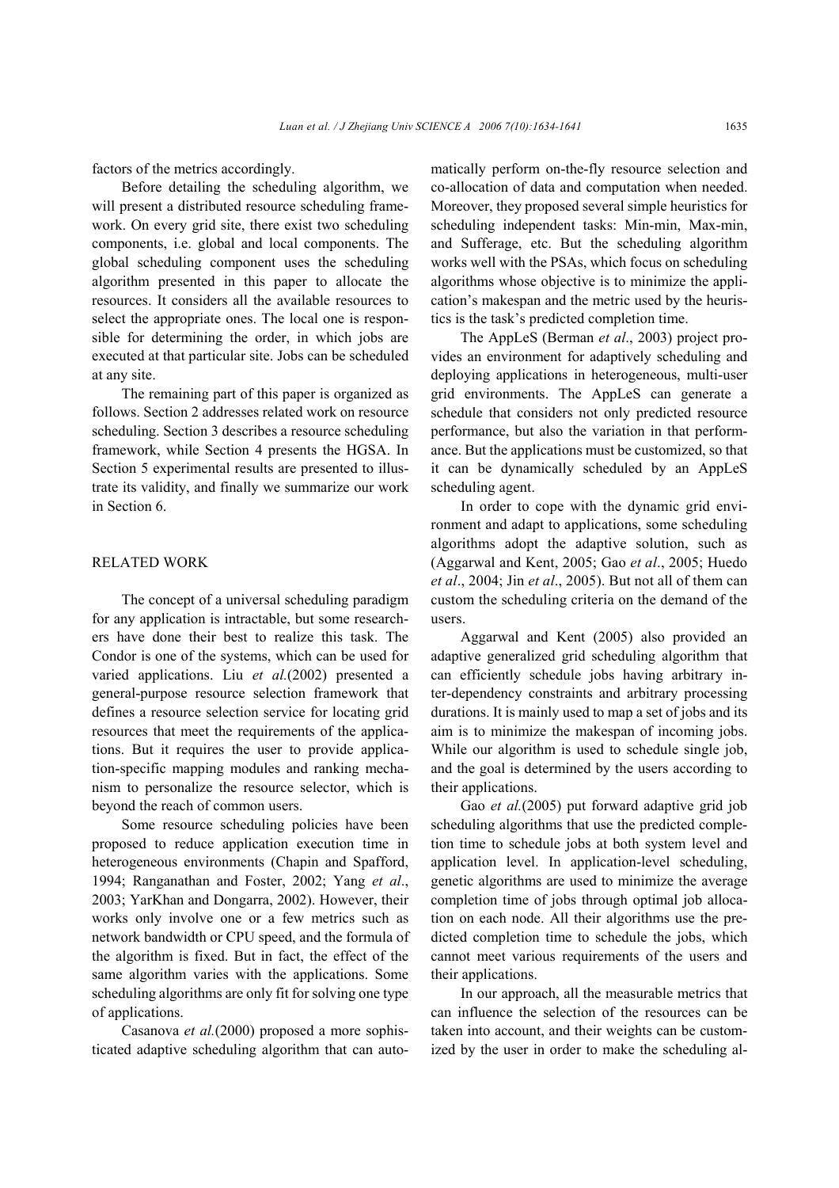factors of the metrics accordingly.

Before detailing the scheduling algorithm, we will present a distributed resource scheduling framework. On every grid site, there exist two scheduling components, i.e. global and local components. The global scheduling component uses the scheduling algorithm presented in this paper to allocate the resources. It considers all the available resources to select the appropriate ones. The local one is responsible for determining the order, in which jobs are executed at that particular site. Jobs can be scheduled at any site.

The remaining part of this paper is organized as follows. Section 2 addresses related work on resource scheduling. Section 3 describes a resource scheduling framework, while Section 4 presents the HGSA. In Section 5 experimental results are presented to illustrate its validity, and finally we summarize our work in Section 6.

## RELATED WORK

The concept of a universal scheduling paradigm for any application is intractable, but some researchers have done their best to realize this task. The Condor is one of the systems, which can be used for varied applications. Liu *et al.*(2002) presented a general-purpose resource selection framework that defines a resource selection service for locating grid resources that meet the requirements of the applications. But it requires the user to provide application-specific mapping modules and ranking mechanism to personalize the resource selector, which is beyond the reach of common users.

Some resource scheduling policies have been proposed to reduce application execution time in heterogeneous environments (Chapin and Spafford, 1994; Ranganathan and Foster, 2002; Yang *et al*., 2003; YarKhan and Dongarra, 2002). However, their works only involve one or a few metrics such as network bandwidth or CPU speed, and the formula of the algorithm is fixed. But in fact, the effect of the same algorithm varies with the applications. Some scheduling algorithms are only fit for solving one type of applications.

Casanova *et al.*(2000) proposed a more sophisticated adaptive scheduling algorithm that can automatically perform on-the-fly resource selection and co-allocation of data and computation when needed. Moreover, they proposed several simple heuristics for scheduling independent tasks: Min-min, Max-min, and Sufferage, etc. But the scheduling algorithm works well with the PSAs, which focus on scheduling algorithms whose objective is to minimize the application's makespan and the metric used by the heuristics is the task's predicted completion time.

The AppLeS (Berman *et al*., 2003) project provides an environment for adaptively scheduling and deploying applications in heterogeneous, multi-user grid environments. The AppLeS can generate a schedule that considers not only predicted resource performance, but also the variation in that performance. But the applications must be customized, so that it can be dynamically scheduled by an AppLeS scheduling agent.

In order to cope with the dynamic grid environment and adapt to applications, some scheduling algorithms adopt the adaptive solution, such as (Aggarwal and Kent, 2005; Gao *et al*., 2005; Huedo *et al*., 2004; Jin *et al*., 2005). But not all of them can custom the scheduling criteria on the demand of the users.

Aggarwal and Kent (2005) also provided an adaptive generalized grid scheduling algorithm that can efficiently schedule jobs having arbitrary inter-dependency constraints and arbitrary processing durations. It is mainly used to map a set of jobs and its aim is to minimize the makespan of incoming jobs. While our algorithm is used to schedule single job, and the goal is determined by the users according to their applications.

Gao *et al.*(2005) put forward adaptive grid job scheduling algorithms that use the predicted completion time to schedule jobs at both system level and application level. In application-level scheduling, genetic algorithms are used to minimize the average completion time of jobs through optimal job allocation on each node. All their algorithms use the predicted completion time to schedule the jobs, which cannot meet various requirements of the users and their applications.

In our approach, all the measurable metrics that can influence the selection of the resources can be taken into account, and their weights can be customized by the user in order to make the scheduling al-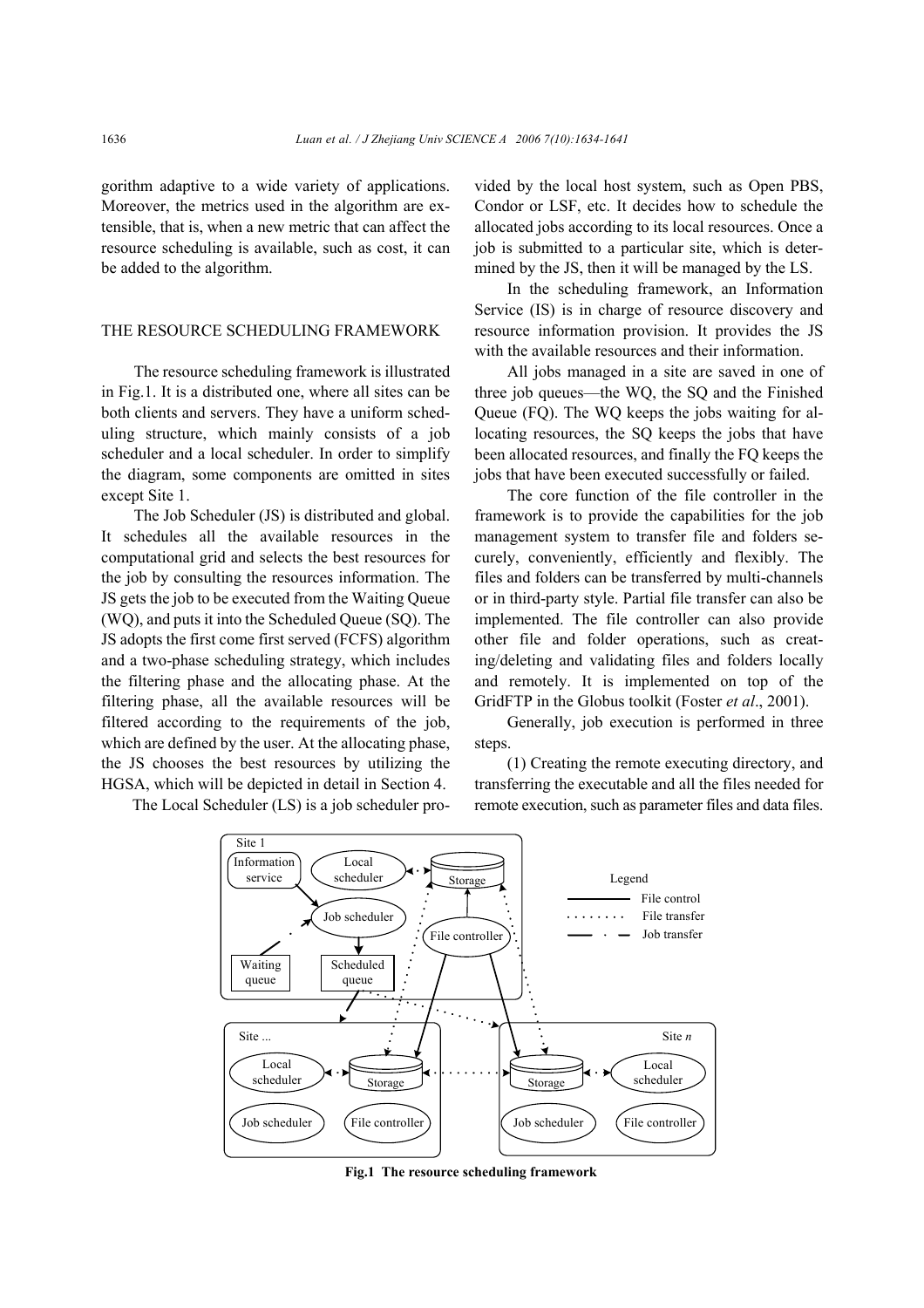gorithm adaptive to a wide variety of applications. Moreover, the metrics used in the algorithm are extensible, that is, when a new metric that can affect the resource scheduling is available, such as cost, it can be added to the algorithm.

## THE RESOURCE SCHEDULING FRAMEWORK

The resource scheduling framework is illustrated in Fig.1. It is a distributed one, where all sites can be both clients and servers. They have a uniform scheduling structure, which mainly consists of a job scheduler and a local scheduler. In order to simplify the diagram, some components are omitted in sites except Site 1.

The Job Scheduler (JS) is distributed and global. It schedules all the available resources in the computational grid and selects the best resources for the job by consulting the resources information. The JS gets the job to be executed from the Waiting Queue (WQ), and puts it into the Scheduled Queue (SQ). The JS adopts the first come first served (FCFS) algorithm and a two-phase scheduling strategy, which includes the filtering phase and the allocating phase. At the filtering phase, all the available resources will be filtered according to the requirements of the job, which are defined by the user. At the allocating phase, the JS chooses the best resources by utilizing the HGSA, which will be depicted in detail in Section 4.

The Local Scheduler (LS) is a job scheduler provided by the local host system, such as Open PBS, Condor or LSF, etc. It decides how to schedule the allocated jobs according to its local resources. Once a job is submitted to a particular site, which is determined by the JS, then it will be managed by the LS.

In the scheduling framework, an Information Service (IS) is in charge of resource discovery and resource information provision. It provides the JS with the available resources and their information.

All jobs managed in a site are saved in one of three job queues—the WQ, the SQ and the Finished Queue (FQ). The WQ keeps the jobs waiting for allocating resources, the SQ keeps the jobs that have been allocated resources, and finally the FQ keeps the jobs that have been executed successfully or failed.

The core function of the file controller in the framework is to provide the capabilities for the job management system to transfer file and folders securely, conveniently, efficiently and flexibly. The files and folders can be transferred by multi-channels or in third-party style. Partial file transfer can also be implemented. The file controller can also provide other file and folder operations, such as creating/deleting and validating files and folders locally and remotely. It is implemented on top of the GridFTP in the Globus toolkit (Foster *et al*., 2001).

Generally, job execution is performed in three steps.

(1) Creating the remote executing directory, and transferring the executable and all the files needed for remote execution, such as parameter files and data files.

**Fig.1 The resource scheduling framework**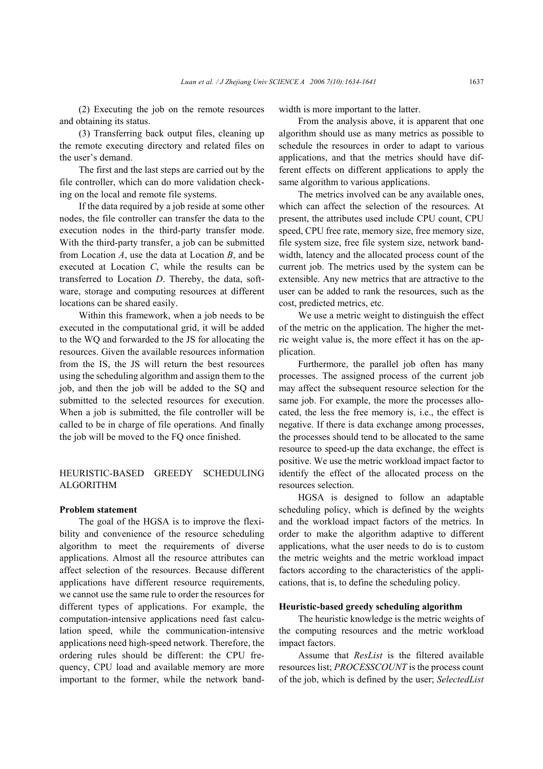(2) Executing the job on the remote resources and obtaining its status.

(3) Transferring back output files, cleaning up the remote executing directory and related files on the user's demand.

The first and the last steps are carried out by the file controller, which can do more validation checking on the local and remote file systems.

If the data required by a job reside at some other nodes, the file controller can transfer the data to the execution nodes in the third-party transfer mode. With the third-party transfer, a job can be submitted from Location *A*, use the data at Location *B*, and be executed at Location *C*, while the results can be transferred to Location *D*. Thereby, the data, software, storage and computing resources at different locations can be shared easily.

Within this framework, when a job needs to be executed in the computational grid, it will be added to the WQ and forwarded to the JS for allocating the resources. Given the available resources information from the IS, the JS will return the best resources using the scheduling algorithm and assign them to the job, and then the job will be added to the SQ and submitted to the selected resources for execution. When a job is submitted, the file controller will be called to be in charge of file operations. And finally the job will be moved to the FQ once finished.

## HEURISTIC-BASED GREEDY SCHEDULING ALGORITHM

### Problem statement

The goal of the HGSA is to improve the flexibility and convenience of the resource scheduling algorithm to meet the requirements of diverse applications. Almost all the resource attributes can affect selection of the resources. Because different applications have different resource requirements, we cannot use the same rule to order the resources for different types of applications. For example, the computation-intensive applications need fast calculation speed, while the communication-intensive applications need high-speed network. Therefore, the ordering rules should be different: the CPU frequency, CPU load and available memory are more important to the former, while the network bandwidth is more important to the latter.

From the analysis above, it is apparent that one algorithm should use as many metrics as possible to schedule the resources in order to adapt to various applications, and that the metrics should have different effects on different applications to apply the same algorithm to various applications.

The metrics involved can be any available ones, which can affect the selection of the resources. At present, the attributes used include CPU count, CPU speed, CPU free rate, memory size, free memory size, file system size, free file system size, network bandwidth, latency and the allocated process count of the current job. The metrics used by the system can be extensible. Any new metrics that are attractive to the user can be added to rank the resources, such as the cost, predicted metrics, etc.

We use a metric weight to distinguish the effect of the metric on the application. The higher the metric weight value is, the more effect it has on the application.

Furthermore, the parallel job often has many processes. The assigned process of the current job may affect the subsequent resource selection for the same job. For example, the more the processes allocated, the less the free memory is, i.e., the effect is negative. If there is data exchange among processes, the processes should tend to be allocated to the same resource to speed-up the data exchange, the effect is positive. We use the metric workload impact factor to identify the effect of the allocated process on the resources selection.

HGSA is designed to follow an adaptable scheduling policy, which is defined by the weights and the workload impact factors of the metrics. In order to make the algorithm adaptive to different applications, what the user needs to do is to custom the metric weights and the metric workload impact factors according to the characteristics of the applications, that is, to define the scheduling policy.

### Heuristic-based greedy scheduling algorithm

The heuristic knowledge is the metric weights of the computing resources and the metric workload impact factors.

Assume that *ResList* is the filtered available resources list; *PROCESSCOUNT* is the process count of the job, which is defined by the user; *SelectedList*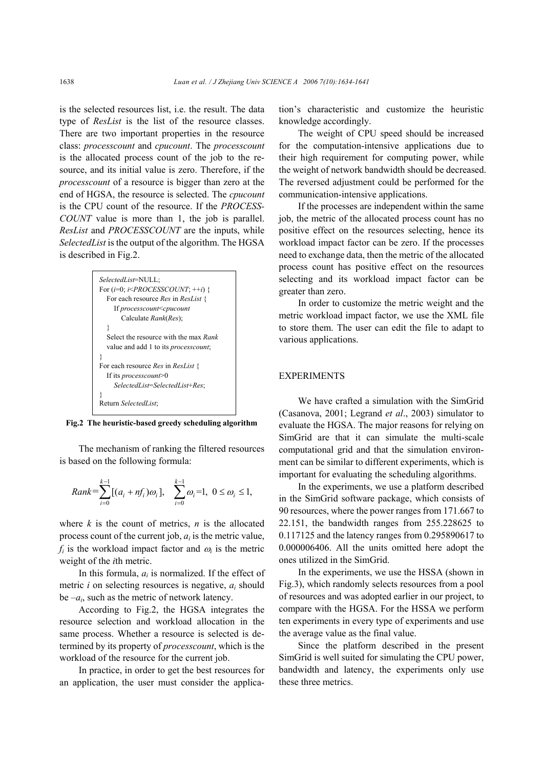is the selected resources list, i.e. the result. The data type of *ResList* is the list of the resource classes. There are two important properties in the resource class: *processcount* and *cpucount*. The *processcount* is the allocated process count of the job to the resource, and its initial value is zero. Therefore, if the *processcount* of a resource is bigger than zero at the end of HGSA, the resource is selected. The *cpucount* is the CPU count of the resource. If the *PROCESSCOUNT* value is more than 1, the job is parallel. *ResList* and *PROCESSCOUNT* are the inputs, while *SelectedList* is the output of the algorithm. The HGSA is described in Fig.2.

```
SelectedList=NULL;
For (i=0; i<PROCESSCOUNT; ++i) {
   For each resource Res in ResList {
      If processcount<cpucount
         Calculate Rank(Res);
   }
   Select the resource with the max Rank
   value and add 1 to its processcount;
}
For each resource Res in ResList {
   If its processcount>0
      SelectedList=SelectedList+Res;
}
Return SelectedList;
```

**Fig.2 The heuristic-based greedy scheduling algorithm**

The mechanism of ranking the filtered resources is based on the following formula:

$$Rank=\sum_{i=0}^{k-1}[(a_i + nf_i)\omega_i], \quad \sum_{i=0}^{k-1}\omega_i=1, \; 0 \le \omega_i \le 1,$$

where $k$ is the count of metrics, $n$ is the allocated process count of the current job, $a_i$ is the metric value, $f_i$ is the workload impact factor and $\omega_i$ is the metric weight of the $i$th metric.

In this formula, $a_i$ is normalized. If the effect of metric $i$ on selecting resources is negative, $a_i$ should be $-a_i$, such as the metric of network latency.

According to Fig.2, the HGSA integrates the resource selection and workload allocation in the same process. Whether a resource is selected is determined by its property of *processcount*, which is the workload of the resource for the current job.

In practice, in order to get the best resources for an application, the user must consider the application's characteristic and customize the heuristic knowledge accordingly.

The weight of CPU speed should be increased for the computation-intensive applications due to their high requirement for computing power, while the weight of network bandwidth should be decreased. The reversed adjustment could be performed for the communication-intensive applications.

If the processes are independent within the same job, the metric of the allocated process count has no positive effect on the resources selecting, hence its workload impact factor can be zero. If the processes need to exchange data, then the metric of the allocated process count has positive effect on the resources selecting and its workload impact factor can be greater than zero.

In order to customize the metric weight and the metric workload impact factor, we use the XML file to store them. The user can edit the file to adapt to various applications.

## EXPERIMENTS

We have crafted a simulation with the SimGrid (Casanova, 2001; Legrand *et al*., 2003) simulator to evaluate the HGSA. The major reasons for relying on SimGrid are that it can simulate the multi-scale computational grid and that the simulation environment can be similar to different experiments, which is important for evaluating the scheduling algorithms.

In the experiments, we use a platform described in the SimGrid software package, which consists of 90 resources, where the power ranges from 171.667 to 22.151, the bandwidth ranges from 255.228625 to 0.117125 and the latency ranges from 0.295890617 to 0.000006406. All the units omitted here adopt the ones utilized in the SimGrid.

In the experiments, we use the HSSA (shown in Fig.3), which randomly selects resources from a pool of resources and was adopted earlier in our project, to compare with the HGSA. For the HSSA we perform ten experiments in every type of experiments and use the average value as the final value.

Since the platform described in the present SimGrid is well suited for simulating the CPU power, bandwidth and latency, the experiments only use these three metrics.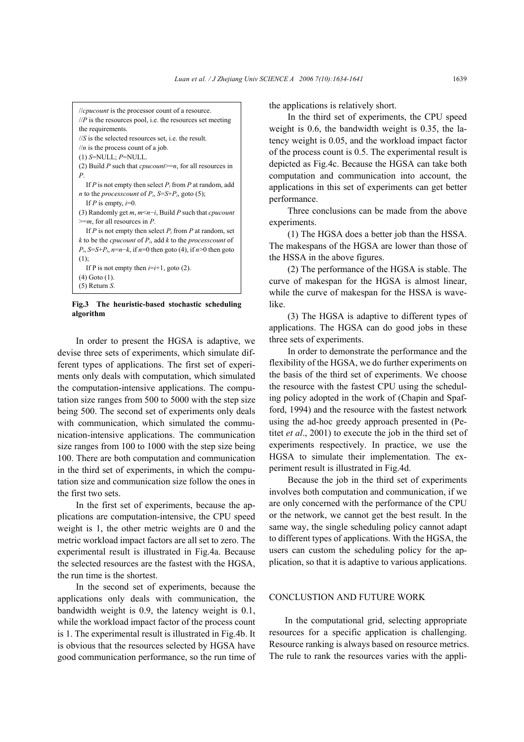```
//cpucount is the processor count of a resource.
//P is the resources pool, i.e. the resources set meeting the requirements.
//S is the selected resources set, i.e. the result.
//n is the process count of a job.
(1) S=NULL; P=NULL.
(2) Build P such that cpucount>=n, for all resources in P.
   If P is not empty then select Pi from P at random, add n to the processcount of Pi, S=S+Pi, goto (5);
   If P is empty, i=0.
(3) Randomly get m, m<n−i, Build P such that cpucount >=m, for all resources in P.
   If P is not empty then select Pi from P at random, set k to be the cpucount of Pi, add k to the processcount of Pi, S=S+Pi, n=n−k, if n=0 then goto (4), if n>0 then goto (1);
   If P is not empty then i=i+1, goto (2).
(4) Goto (1).
(5) Return S.
```

**Fig.3 The heuristic-based stochastic scheduling algorithm**

In order to present the HGSA is adaptive, we devise three sets of experiments, which simulate different types of applications. The first set of experiments only deals with computation, which simulated the computation-intensive applications. The computation size ranges from 500 to 5000 with the step size being 500. The second set of experiments only deals with communication, which simulated the communication-intensive applications. The communication size ranges from 100 to 1000 with the step size being 100. There are both computation and communication in the third set of experiments, in which the computation size and communication size follow the ones in the first two sets.

In the first set of experiments, because the applications are computation-intensive, the CPU speed weight is 1, the other metric weights are 0 and the metric workload impact factors are all set to zero. The experimental result is illustrated in Fig.4a. Because the selected resources are the fastest with the HGSA, the run time is the shortest.

In the second set of experiments, because the applications only deals with communication, the bandwidth weight is 0.9, the latency weight is 0.1, while the workload impact factor of the process count is 1. The experimental result is illustrated in Fig.4b. It is obvious that the resources selected by HGSA have good communication performance, so the run time of the applications is relatively short.

In the third set of experiments, the CPU speed weight is 0.6, the bandwidth weight is 0.35, the latency weight is 0.05, and the workload impact factor of the process count is 0.5. The experimental result is depicted as Fig.4c. Because the HGSA can take both computation and communication into account, the applications in this set of experiments can get better performance.

Three conclusions can be made from the above experiments.

(1) The HGSA does a better job than the HSSA. The makespans of the HGSA are lower than those of the HSSA in the above figures.

(2) The performance of the HGSA is stable. The curve of makespan for the HGSA is almost linear, while the curve of makespan for the HSSA is wave-like.

(3) The HGSA is adaptive to different types of applications. The HGSA can do good jobs in these three sets of experiments.

In order to demonstrate the performance and the flexibility of the HGSA, we do further experiments on the basis of the third set of experiments. We choose the resource with the fastest CPU using the scheduling policy adopted in the work of (Chapin and Spafford, 1994) and the resource with the fastest network using the ad-hoc greedy approach presented in (Petitet *et al*., 2001) to execute the job in the third set of experiments respectively. In practice, we use the HGSA to simulate their implementation. The experiment result is illustrated in Fig.4d.

Because the job in the third set of experiments involves both computation and communication, if we are only concerned with the performance of the CPU or the network, we cannot get the best result. In the same way, the single scheduling policy cannot adapt to different types of applications. With the HGSA, the users can custom the scheduling policy for the application, so that it is adaptive to various applications.

## CONCLUSTION AND FUTURE WORK

In the computational grid, selecting appropriate resources for a specific application is challenging. Resource ranking is always based on resource metrics. The rule to rank the resources varies with the appli-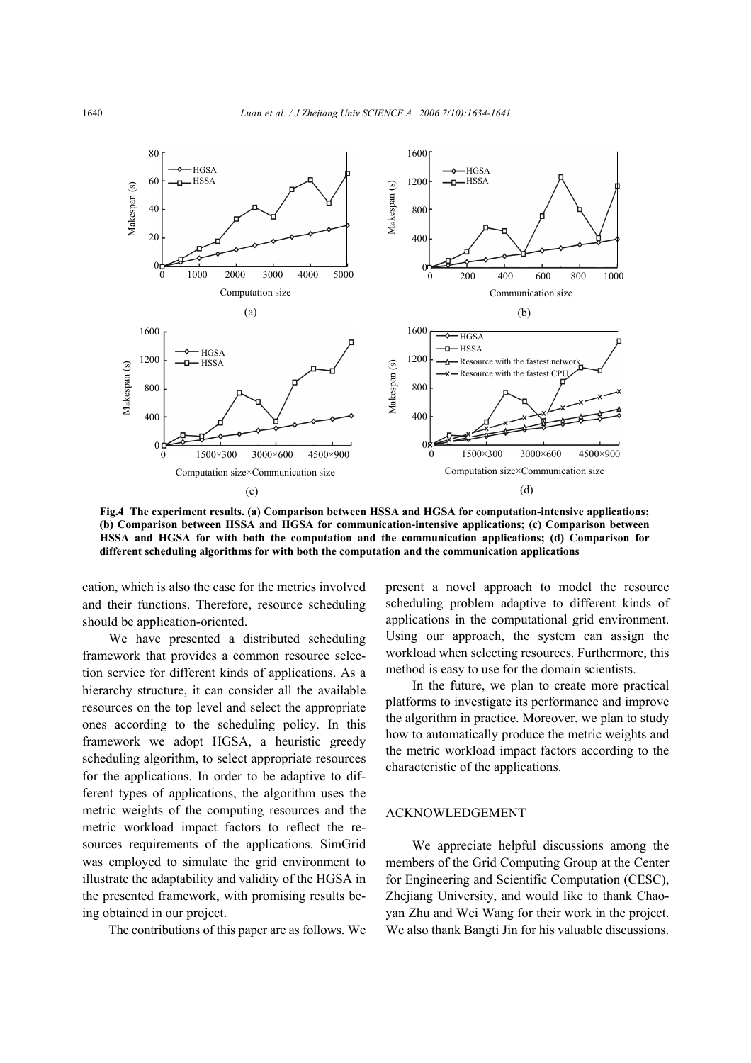80
60
40
20
0
Makespan (s)
HGSA
HSSA
0 1000 2000 3000 4000 5000
Computation size
(a)

1600
1200
800
400
0
Makespan (s)
HGSA
HSSA
0 200 400 600 800 1000
Communication size
(b)

1600
1200
800
400
0
Makespan (s)
HGSA
HSSA
0 1500×300 3000×600 4500×900
Computation size×Communication size
(c)

1600
1200
800
400
0
Makespan (s)
HGSA
HSSA
Resource with the fastest network
Resource with the fastest CPU
0 1500×300 3000×600 4500×900
Computation size×Communication size
(d)

**Fig.4 The experiment results. (a) Comparison between HSSA and HGSA for computation-intensive applications; (b) Comparison between HSSA and HGSA for communication-intensive applications; (c) Comparison between HSSA and HGSA for with both the computation and the communication applications; (d) Comparison for different scheduling algorithms for with both the computation and the communication applications**

cation, which is also the case for the metrics involved and their functions. Therefore, resource scheduling should be application-oriented.

We have presented a distributed scheduling framework that provides a common resource selection service for different kinds of applications. As a hierarchy structure, it can consider all the available resources on the top level and select the appropriate ones according to the scheduling policy. In this framework we adopt HGSA, a heuristic greedy scheduling algorithm, to select appropriate resources for the applications. In order to be adaptive to different types of applications, the algorithm uses the metric weights of the computing resources and the metric workload impact factors to reflect the resources requirements of the applications. SimGrid was employed to simulate the grid environment to illustrate the adaptability and validity of the HGSA in the presented framework, with promising results being obtained in our project.

The contributions of this paper are as follows. We present a novel approach to model the resource scheduling problem adaptive to different kinds of applications in the computational grid environment. Using our approach, the system can assign the workload when selecting resources. Furthermore, this method is easy to use for the domain scientists.

In the future, we plan to create more practical platforms to investigate its performance and improve the algorithm in practice. Moreover, we plan to study how to automatically produce the metric weights and the metric workload impact factors according to the characteristic of the applications.

## ACKNOWLEDGEMENT

We appreciate helpful discussions among the members of the Grid Computing Group at the Center for Engineering and Scientific Computation (CESC), Zhejiang University, and would like to thank Chaoyan Zhu and Wei Wang for their work in the project. We also thank Bangti Jin for his valuable discussions.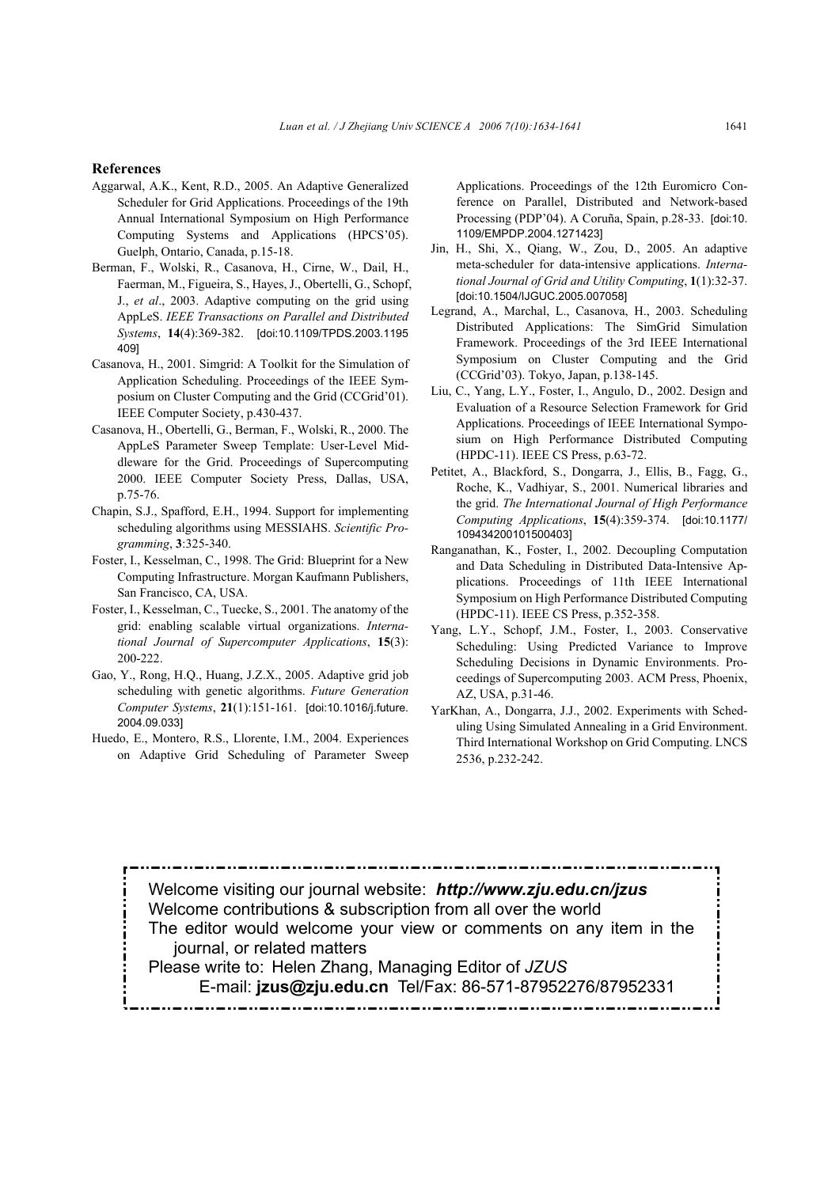## References

Aggarwal, A.K., Kent, R.D., 2005. An Adaptive Generalized Scheduler for Grid Applications. Proceedings of the 19th Annual International Symposium on High Performance Computing Systems and Applications (HPCS'05). Guelph, Ontario, Canada, p.15-18.

Berman, F., Wolski, R., Casanova, H., Cirne, W., Dail, H., Faerman, M., Figueira, S., Hayes, J., Obertelli, G., Schopf, J., *et al*., 2003. Adaptive computing on the grid using AppLeS. *IEEE Transactions on Parallel and Distributed Systems*, **14**(4):369-382. [doi:10.1109/TPDS.2003.1195409]

Casanova, H., 2001. Simgrid: A Toolkit for the Simulation of Application Scheduling. Proceedings of the IEEE Symposium on Cluster Computing and the Grid (CCGrid'01). IEEE Computer Society, p.430-437.

Casanova, H., Obertelli, G., Berman, F., Wolski, R., 2000. The AppLeS Parameter Sweep Template: User-Level Middleware for the Grid. Proceedings of Supercomputing 2000. IEEE Computer Society Press, Dallas, USA, p.75-76.

Chapin, S.J., Spafford, E.H., 1994. Support for implementing scheduling algorithms using MESSIAHS. *Scientific Programming*, **3**:325-340.

Foster, I., Kesselman, C., 1998. The Grid: Blueprint for a New Computing Infrastructure. Morgan Kaufmann Publishers, San Francisco, CA, USA.

Foster, I., Kesselman, C., Tuecke, S., 2001. The anatomy of the grid: enabling scalable virtual organizations. *International Journal of Supercomputer Applications*, **15**(3): 200-222.

Gao, Y., Rong, H.Q., Huang, J.Z.X., 2005. Adaptive grid job scheduling with genetic algorithms. *Future Generation Computer Systems*, **21**(1):151-161. [doi:10.1016/j.future.2004.09.033]

Huedo, E., Montero, R.S., Llorente, I.M., 2004. Experiences on Adaptive Grid Scheduling of Parameter Sweep Applications. Proceedings of the 12th Euromicro Conference on Parallel, Distributed and Network-based Processing (PDP'04). A Coruña, Spain, p.28-33. [doi:10.1109/EMPDP.2004.1271423]

Jin, H., Shi, X., Qiang, W., Zou, D., 2005. An adaptive meta-scheduler for data-intensive applications. *International Journal of Grid and Utility Computing*, **1**(1):32-37. [doi:10.1504/IJGUC.2005.007058]

Legrand, A., Marchal, L., Casanova, H., 2003. Scheduling Distributed Applications: The SimGrid Simulation Framework. Proceedings of the 3rd IEEE International Symposium on Cluster Computing and the Grid (CCGrid'03). Tokyo, Japan, p.138-145.

Liu, C., Yang, L.Y., Foster, I., Angulo, D., 2002. Design and Evaluation of a Resource Selection Framework for Grid Applications. Proceedings of IEEE International Symposium on High Performance Distributed Computing (HPDC-11). IEEE CS Press, p.63-72.

Petitet, A., Blackford, S., Dongarra, J., Ellis, B., Fagg, G., Roche, K., Vadhiyar, S., 2001. Numerical libraries and the grid. *The International Journal of High Performance Computing Applications*, **15**(4):359-374. [doi:10.1177/109434200101500403]

Ranganathan, K., Foster, I., 2002. Decoupling Computation and Data Scheduling in Distributed Data-Intensive Applications. Proceedings of 11th IEEE International Symposium on High Performance Distributed Computing (HPDC-11). IEEE CS Press, p.352-358.

Yang, L.Y., Schopf, J.M., Foster, I., 2003. Conservative Scheduling: Using Predicted Variance to Improve Scheduling Decisions in Dynamic Environments. Proceedings of Supercomputing 2003. ACM Press, Phoenix, AZ, USA, p.31-46.

YarKhan, A., Dongarra, J.J., 2002. Experiments with Scheduling Using Simulated Annealing in a Grid Environment. Third International Workshop on Grid Computing. LNCS 2536, p.232-242.

---

Welcome visiting our journal website: ***http://www.zju.edu.cn/jzus***
Welcome contributions & subscription from all over the world
The editor would welcome your view or comments on any item in the journal, or related matters
Please write to: Helen Zhang, Managing Editor of *JZUS*
E-mail: **jzus@zju.edu.cn** Tel/Fax: 86-571-87952276/87952331